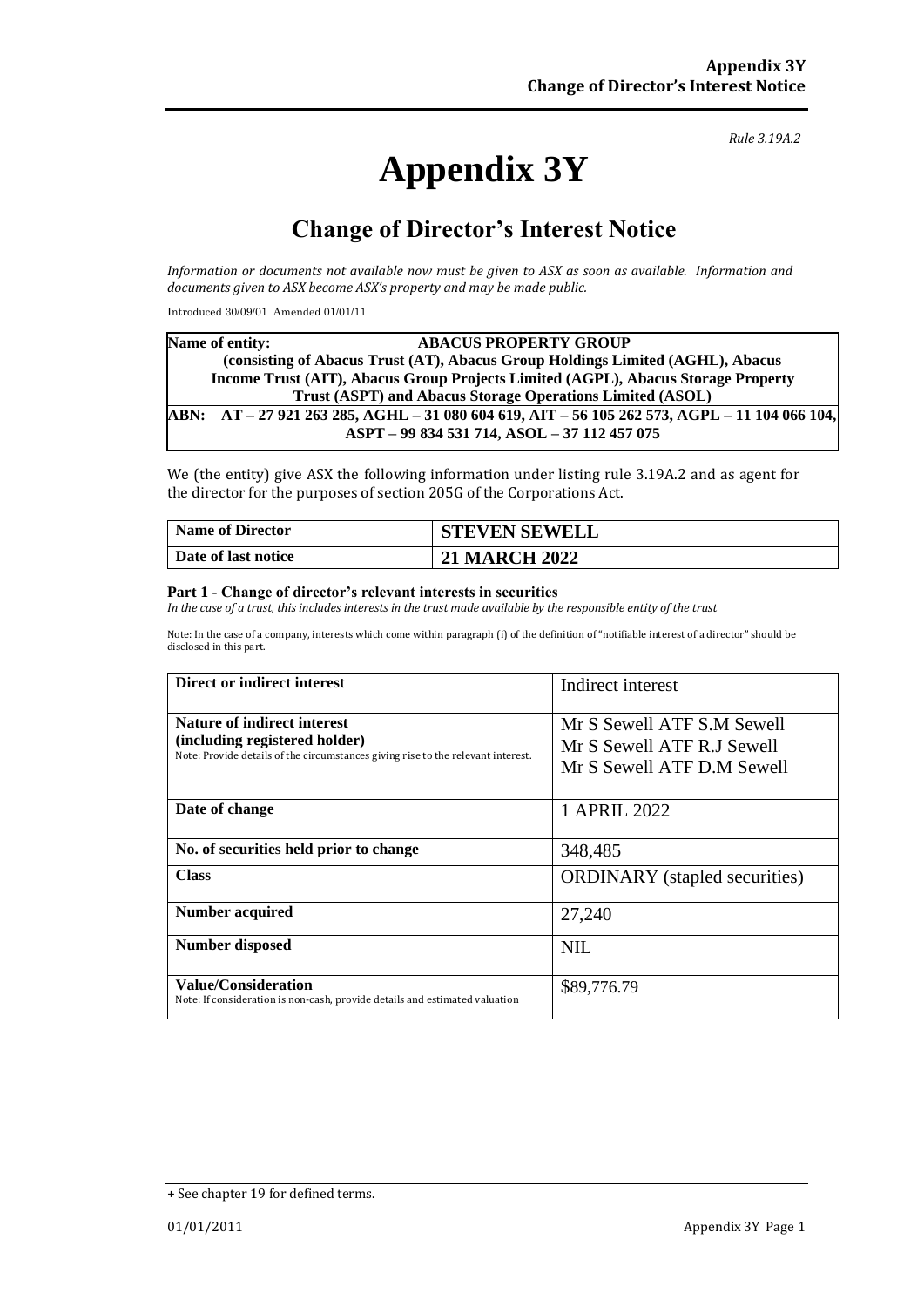*Rule 3.19A.2*

# Appendix 3Y

## Change of Director's Interest Notice

*Information or documents not available now must be given to ASX as soon as available. Information and documents given to ASX become ASX's property and may be made public.*

Introduced 30/09/01 Amended 01/01/11

| **Name of entity: ABACUS PROPERTY GROUP** (consisting of Abacus Trust (AT), Abacus Group Holdings Limited (AGHL), Abacus Income Trust (AIT), Abacus Group Projects Limited (AGPL), Abacus Storage Property Trust (ASPT) and Abacus Storage Operations Limited (ASOL) |
|---|
| **ABN: AT – 27 921 263 285, AGHL – 31 080 604 619, AIT – 56 105 262 573, AGPL – 11 104 066 104, ASPT – 99 834 531 714, ASOL – 37 112 457 075** |

We (the entity) give ASX the following information under listing rule 3.19A.2 and as agent for the director for the purposes of section 205G of the Corporations Act.

| **Name of Director** | **STEVEN SEWELL** |
|---|---|
| **Date of last notice** | **21 MARCH 2022** |

**Part 1 - Change of director's relevant interests in securities**

*In the case of a trust, this includes interests in the trust made available by the responsible entity of the trust*

Note: In the case of a company, interests which come within paragraph (i) of the definition of "notifiable interest of a director" should be disclosed in this part.

| **Direct or indirect interest** | Indirect interest |
|---|---|
| **Nature of indirect interest (including registered holder)** Note: Provide details of the circumstances giving rise to the relevant interest. | Mr S Sewell ATF S.M Sewell<br>Mr S Sewell ATF R.J Sewell<br>Mr S Sewell ATF D.M Sewell |
| **Date of change** | 1 APRIL 2022 |
| **No. of securities held prior to change** | 348,485 |
| **Class** | ORDINARY (stapled securities) |
| **Number acquired** | 27,240 |
| **Number disposed** | NIL |
| **Value/Consideration** Note: If consideration is non-cash, provide details and estimated valuation | $89,776.79 |

+ See chapter 19 for defined terms.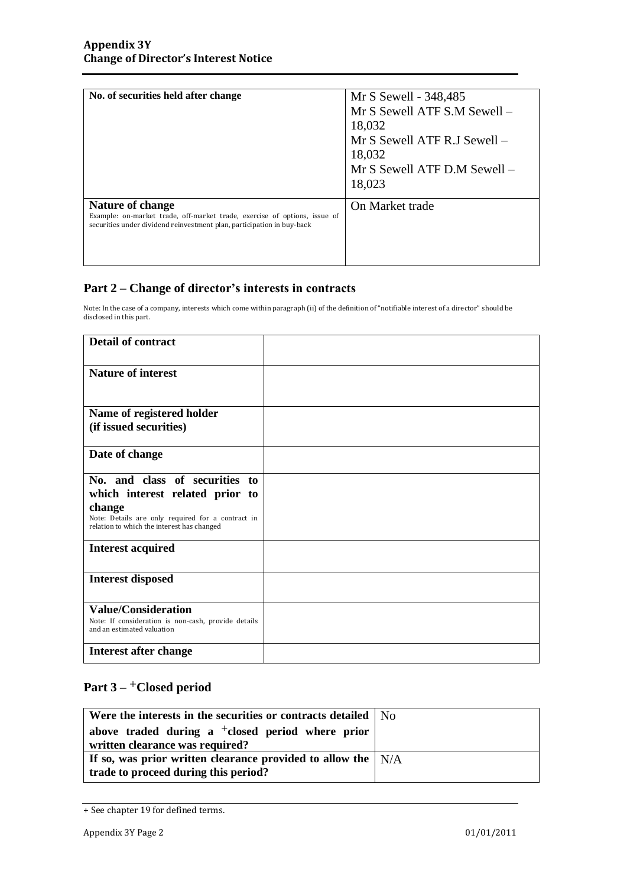| No. of securities held after change | Mr S Sewell - 348,485<br>Mr S Sewell ATF S.M Sewell – 18,032<br>Mr S Sewell ATF R.J Sewell – 18,032<br>Mr S Sewell ATF D.M Sewell – 18,023 |
|---|---|
| **Nature of change**<br>Example: on-market trade, off-market trade, exercise of options, issue of securities under dividend reinvestment plan, participation in buy-back | On Market trade |

## Part 2 – Change of director's interests in contracts

Note: In the case of a company, interests which come within paragraph (ii) of the definition of "notifiable interest of a director" should be disclosed in this part.

| **Detail of contract** | |
|---|---|
| **Nature of interest** | |
| **Name of registered holder (if issued securities)** | |
| **Date of change** | |
| **No. and class of securities to which interest related prior to change**<br>Note: Details are only required for a contract in relation to which the interest has changed | |
| **Interest acquired** | |
| **Interest disposed** | |
| **Value/Consideration**<br>Note: If consideration is non-cash, provide details and an estimated valuation | |
| **Interest after change** | |

## Part 3 – +Closed period

| **Were the interests in the securities or contracts detailed above traded during a +closed period where prior written clearance was required?** | No |
|---|---|
| **If so, was prior written clearance provided to allow the trade to proceed during this period?** | N/A |

+ See chapter 19 for defined terms.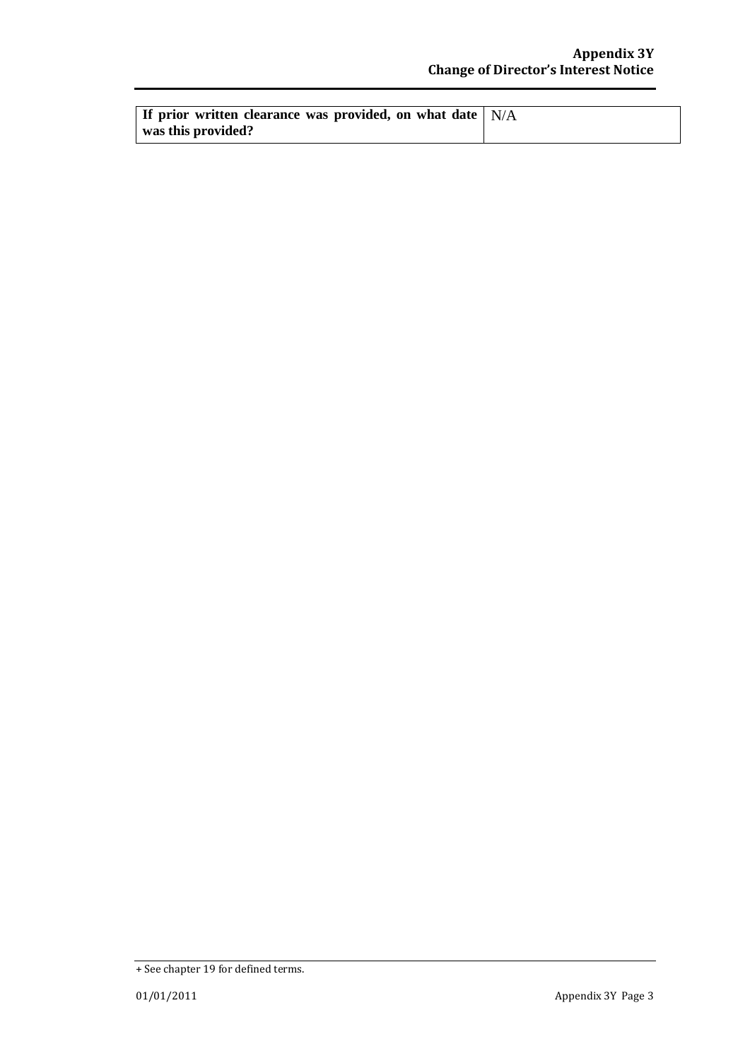| | |
|---|---|
| **If prior written clearance was provided, on what date was this provided?** | N/A |

+ See chapter 19 for defined terms.